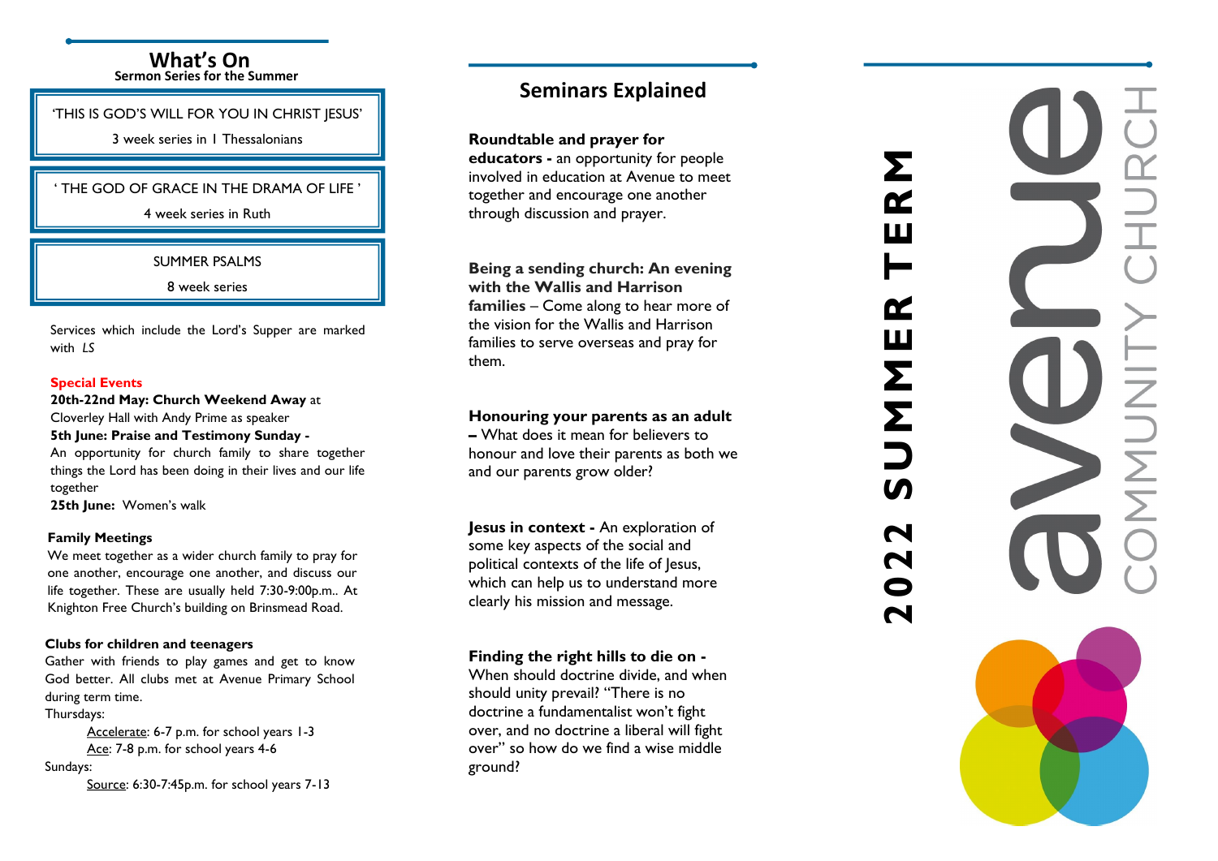## What's On

**Sermon Series for the Summer**

'THIS IS GOD'S WILL FOR YOU IN CHRIST JESUS'

3 week series in I Thessalonians

' THE GOD OF GRACE IN THE DRAMA OF LIFE '

4 week series in Ruth

SUMMER PSALMS

8 week series

Services which include the Lord's Supper are marked with *LS*

**Special Events**

**20th-22nd May: Church Weekend Away** at Cloverley Hall with Andy Prime as speaker

**5th June: Praise and Testimony Sunday -**
An opportunity for church family to share together things the Lord has been doing in their lives and our life together

**25th June:** Women's walk

**Family Meetings**

We meet together as a wider church family to pray for one another, encourage one another, and discuss our life together. These are usually held 7:30-9:00p.m.. At Knighton Free Church's building on Brinsmead Road.

**Clubs for children and teenagers**

Gather with friends to play games and get to know God better. All clubs met at Avenue Primary School during term time.

Thursdays:

- Accelerate: 6-7 p.m. for school years 1-3
- Ace: 7-8 p.m. for school years 4-6

Sundays:

- Source: 6:30-7:45p.m. for school years 7-13

## Seminars Explained

**Roundtable and prayer for educators -** an opportunity for people involved in education at Avenue to meet together and encourage one another through discussion and prayer.

**Being a sending church: An evening with the Wallis and Harrison families** – Come along to hear more of the vision for the Wallis and Harrison families to serve overseas and pray for them.

**Honouring your parents as an adult –** What does it mean for believers to honour and love their parents as both we and our parents grow older?

**Jesus in context -** An exploration of some key aspects of the social and political contexts of the life of Jesus, which can help us to understand more clearly his mission and message.

**Finding the right hills to die on -** When should doctrine divide, and when should unity prevail? "There is no doctrine a fundamentalist won't fight over, and no doctrine a liberal will fight over" so how do we find a wise middle ground?

# 2022 SUMMER TERM

avenue COMMUNITY CHURCH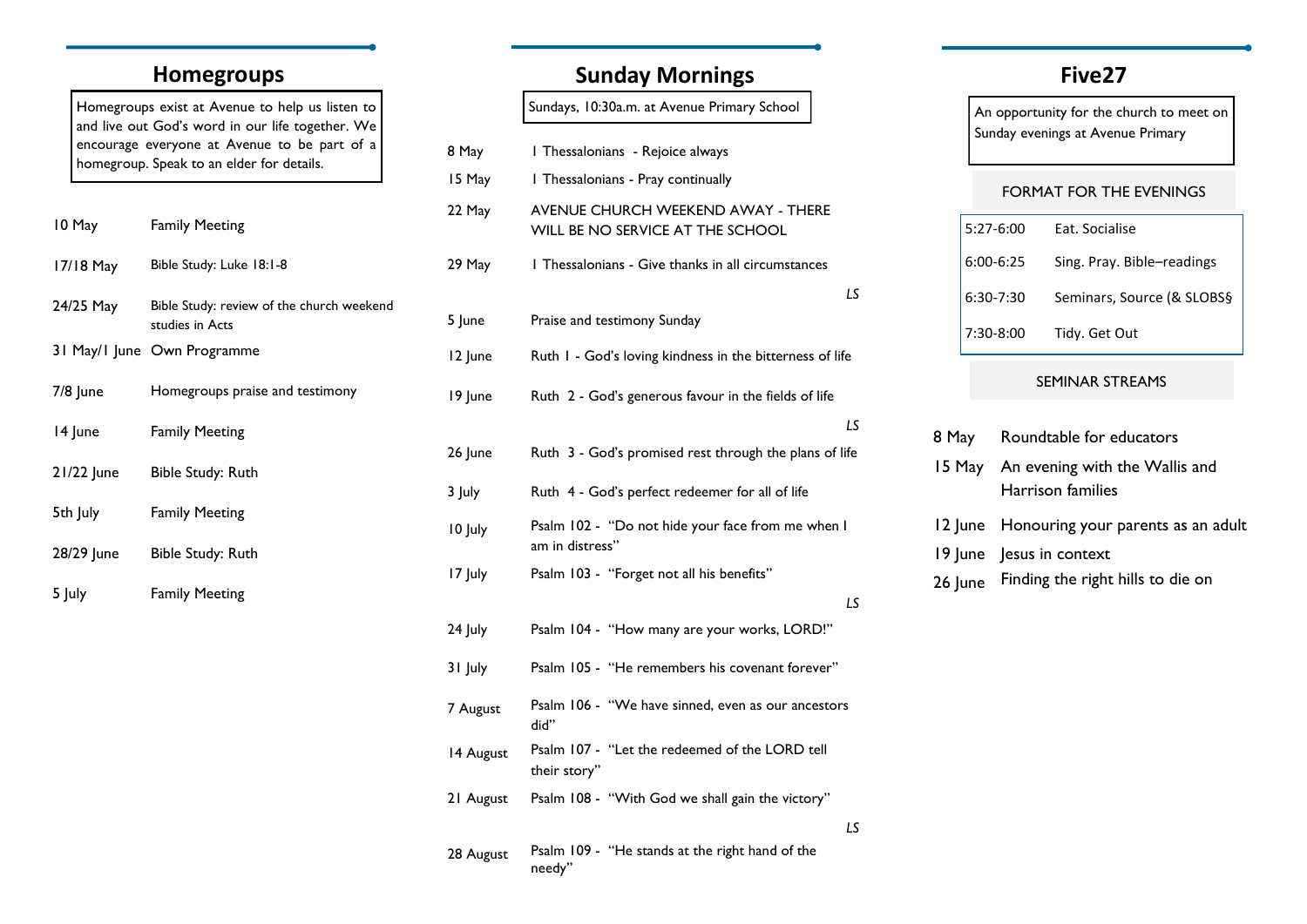## Homegroups

Homegroups exist at Avenue to help us listen to and live out God's word in our life together. We encourage everyone at Avenue to be part of a homegroup. Speak to an elder for details.

| | |
|---|---|
| 10 May | Family Meeting |
| 17/18 May | Bible Study: Luke 18:1-8 |
| 24/25 May | Bible Study: review of the church weekend studies in Acts |
| 31 May/1 June | Own Programme |
| 7/8 June | Homegroups praise and testimony |
| 14 June | Family Meeting |
| 21/22 June | Bible Study: Ruth |
| 5th July | Family Meeting |
| 28/29 June | Bible Study: Ruth |
| 5 July | Family Meeting |

## Sunday Mornings

Sundays, 10:30a.m. at Avenue Primary School

| | | |
|---|---|---|
| 8 May | 1 Thessalonians - Rejoice always | |
| 15 May | 1 Thessalonians - Pray continually | |
| 22 May | AVENUE CHURCH WEEKEND AWAY - THERE WILL BE NO SERVICE AT THE SCHOOL | |
| 29 May | 1 Thessalonians - Give thanks in all circumstances | |
| | | *LS* |
| 5 June | Praise and testimony Sunday | |
| 12 June | Ruth 1 - God's loving kindness in the bitterness of life | |
| 19 June | Ruth 2 - God's generous favour in the fields of life | |
| | | *LS* |
| 26 June | Ruth 3 - God's promised rest through the plans of life | |
| 3 July | Ruth 4 - God's perfect redeemer for all of life | |
| 10 July | Psalm 102 - "Do not hide your face from me when I am in distress" | |
| 17 July | Psalm 103 - "Forget not all his benefits" | |
| | | *LS* |
| 24 July | Psalm 104 - "How many are your works, LORD!" | |
| 31 July | Psalm 105 - "He remembers his covenant forever" | |
| 7 August | Psalm 106 - "We have sinned, even as our ancestors did" | |
| 14 August | Psalm 107 - "Let the redeemed of the LORD tell their story" | |
| 21 August | Psalm 108 - "With God we shall gain the victory" | |
| | | *LS* |
| 28 August | Psalm 109 - "He stands at the right hand of the needy" | |

## Five27

An opportunity for the church to meet on Sunday evenings at Avenue Primary

FORMAT FOR THE EVENINGS

| | |
|---|---|
| 5:27-6:00 | Eat. Socialise |
| 6:00-6:25 | Sing. Pray. Bible–readings |
| 6:30-7:30 | Seminars, Source (& SLOBS§ |
| 7:30-8:00 | Tidy. Get Out |

SEMINAR STREAMS

| | |
|---|---|
| 8 May | Roundtable for educators |
| 15 May | An evening with the Wallis and Harrison families |
| 12 June | Honouring your parents as an adult |
| 19 June | Jesus in context |
| 26 June | Finding the right hills to die on |